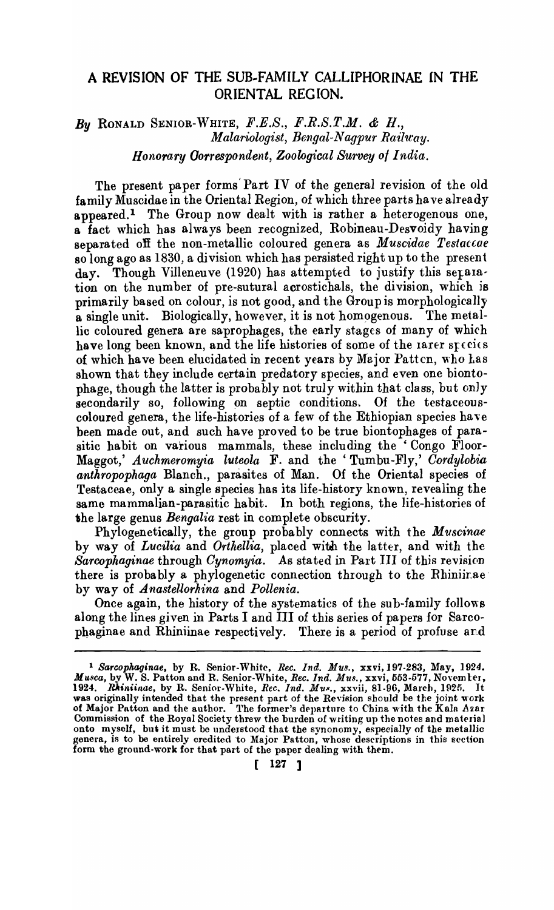# A REVISION OF THE SUB-FAMILY CALLIPHORINAE IN THE ORIENTAL REGION.

*By* RONALD SENIOR-WHITE, *F.E.S., F.R.S.T.M. & H.,*
*Malariologist, Bengal-Nagpur Railway.*
*Honorary Correspondent, Zoological Survey of India.*

The present paper forms Part IV of the general revision of the old family Muscidae in the Oriental Region, of which three parts have already appeared.[1] The Group now dealt with is rather a heterogenous one, a fact which has always been recognized, Robineau-Desvoidy having separated off the non-metallic coloured genera as *Muscidae Testaceae* so long ago as 1830, a division which has persisted right up to the present day. Though Villeneuve (1920) has attempted to justify this separation on the number of pre-sutural acrostichals, the division, which is primarily based on colour, is not good, and the Group is morphologically a single unit. Biologically, however, it is not homogenous. The metallic coloured genera are saprophages, the early stages of many of which have long been known, and the life histories of some of the rarer species of which have been elucidated in recent years by Major Patton, who has shown that they include certain predatory species, and even one biontophage, though the latter is probably not truly within that class, but only secondarily so, following on septic conditions. Of the testaceous-coloured genera, the life-histories of a few of the Ethiopian species have been made out, and such have proved to be true biontophages of parasitic habit on various mammals, these including the 'Congo Floor-Maggot,' *Auchmeromyia luteola* F. and the 'Tumbu-Fly,' *Cordylobia anthropophaga* Blanch., parasites of Man. Of the Oriental species of Testaceae, only a single species has its life-history known, revealing the same mammalian-parasitic habit. In both regions, the life-histories of the large genus *Bengalia* rest in complete obscurity.

Phylogenetically, the group probably connects with the *Muscinae* by way of *Lucilia* and *Orthellia*, placed with the latter, and with the *Sarcophaginae* through *Cynomyia*. As stated in Part III of this revision there is probably a phylogenetic connection through to the Rhiniinae by way of *Anastellorhina* and *Pollenia*.

Once again, the history of the systematics of the sub-family follows along the lines given in Parts I and III of this series of papers for Sarcophaginae and Rhiniinae respectively. There is a period of profuse and

---

[1] *Sarcophaginae*, by R. Senior-White, *Rec. Ind. Mus.*, xxvi, 197-283, May, 1924. *Musca*, by W. S. Patton and R. Senior-White, *Rec. Ind. Mus.*, xxvi, 553-577, November, 1924. *Rhiniinae*, by R. Senior-White, *Rec. Ind. Mus.*, xxvii, 81-96, March, 1925. It was originally intended that the present part of the Revision should be the joint work of Major Patton and the author. The former's departure to China with the Kala Azar Commission of the Royal Society threw the burden of writing up the notes and material onto myself, but it must be understood that the synonomy, especially of the metallic genera, is to be entirely credited to Major Patton, whose descriptions in this section form the ground-work for that part of the paper dealing with them.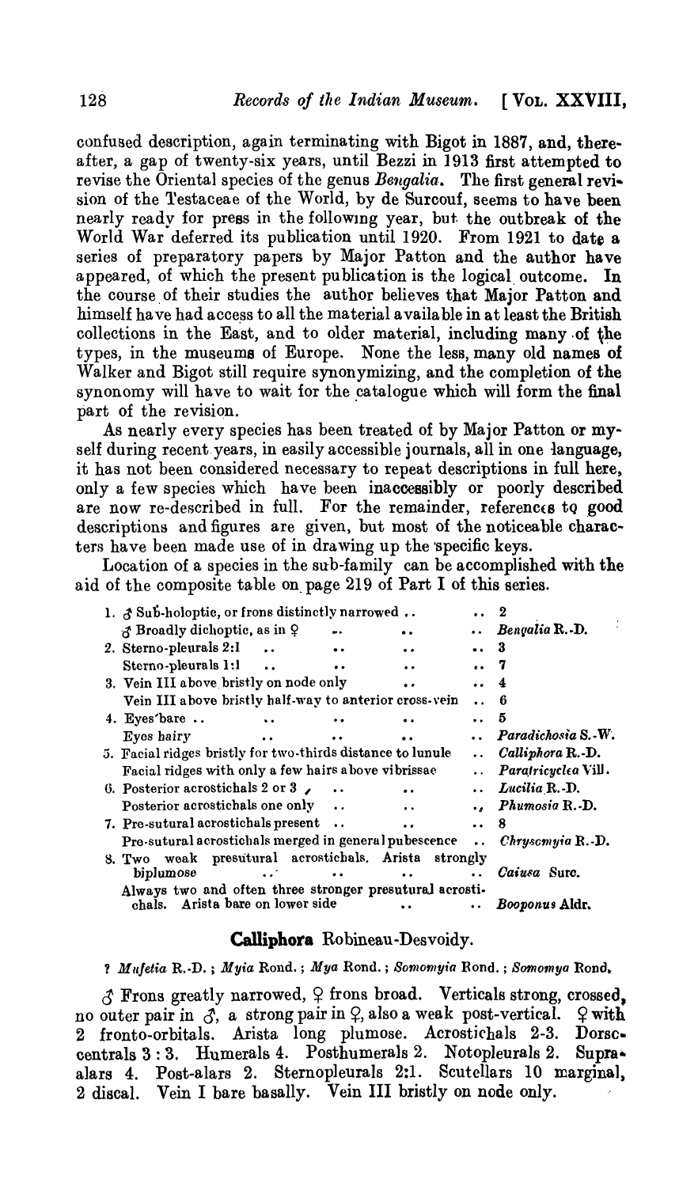confused description, again terminating with Bigot in 1887, and, thereafter, a gap of twenty-six years, until Bezzi in 1913 first attempted to revise the Oriental species of the genus *Bengalia*. The first general revision of the Testaceae of the World, by de Surcouf, seems to have been nearly ready for press in the following year, but the outbreak of the World War deferred its publication until 1920. From 1921 to date a series of preparatory papers by Major Patton and the author have appeared, of which the present publication is the logical outcome. In the course of their studies the author believes that Major Patton and himself have had access to all the material available in at least the British collections in the East, and to older material, including many of the types, in the museums of Europe. None the less, many old names of Walker and Bigot still require synonymizing, and the completion of the synonomy will have to wait for the catalogue which will form the final part of the revision.

As nearly every species has been treated of by Major Patton or myself during recent years, in easily accessible journals, all in one language, it has not been considered necessary to repeat descriptions in full here, only a few species which have been inaccessibly or poorly described are now re-described in full. For the remainder, references to good descriptions and figures are given, but most of the noticeable characters have been made use of in drawing up the specific keys.

Location of a species in the sub-family can be accomplished with the aid of the composite table on page 219 of Part I of this series.

| | | |
|---|---|---|
| 1. | ♂ Sub-holoptic, or frons distinctly narrowed .. | 2 |
| | ♂ Broadly dichoptic, as in ♀ .. | *Bengalia* R.-D. |
| 2. | Sterno-pleurals 2:1 .. | 3 |
| | Sterno-pleurals 1:1 .. | 7 |
| 3. | Vein III above bristly on node only .. | 4 |
| | Vein III above bristly half-way to anterior cross-vein .. | 6 |
| 4. | Eyes bare .. | 5 |
| | Eyes hairy .. | *Paradichosia* S.-W. |
| 5. | Facial ridges bristly for two-thirds distance to lunule .. | *Calliphora* R.-D. |
| | Facial ridges with only a few hairs above vibrissae .. | *Paratricyclea* Vill. |
| 6. | Posterior acrostichals 2 or 3 .. | *Lucilia* R.-D. |
| | Posterior acrostichals one only .. | *Phumosia* R.-D. |
| 7. | Pre-sutural acrostichals present .. | 8 |
| | Pre-sutural acrostichals merged in general pubescence .. | *Chrysomyia* R.-D. |
| 8. | Two weak presutural acrostichals. Arista strongly biplumose .. | *Caiusa* Surc. |
| | Always two and often three stronger presutural acrostichals. Arista bare on lower side .. | *Booponus* Aldr. |

## Calliphora Robineau-Desvoidy.

? *Mufetia* R.-D.; *Myia* Rond.; *Mya* Rond.; *Somomyia* Rond.; *Somomya* Rond.

♂ Frons greatly narrowed, ♀ frons broad. Verticals strong, crossed, no outer pair in ♂, a strong pair in ♀, also a weak post-vertical. ♀ with 2 fronto-orbitals. Arista long plumose. Acrostichals 2-3. Dorsocentrals 3 : 3. Humerals 4. Posthumerals 2. Notopleurals 2. Supra-alars 4. Post-alars 2. Sternopleurals 2:1. Scutellars 10 marginal, 2 discal. Vein I bare basally. Vein III bristly on node only.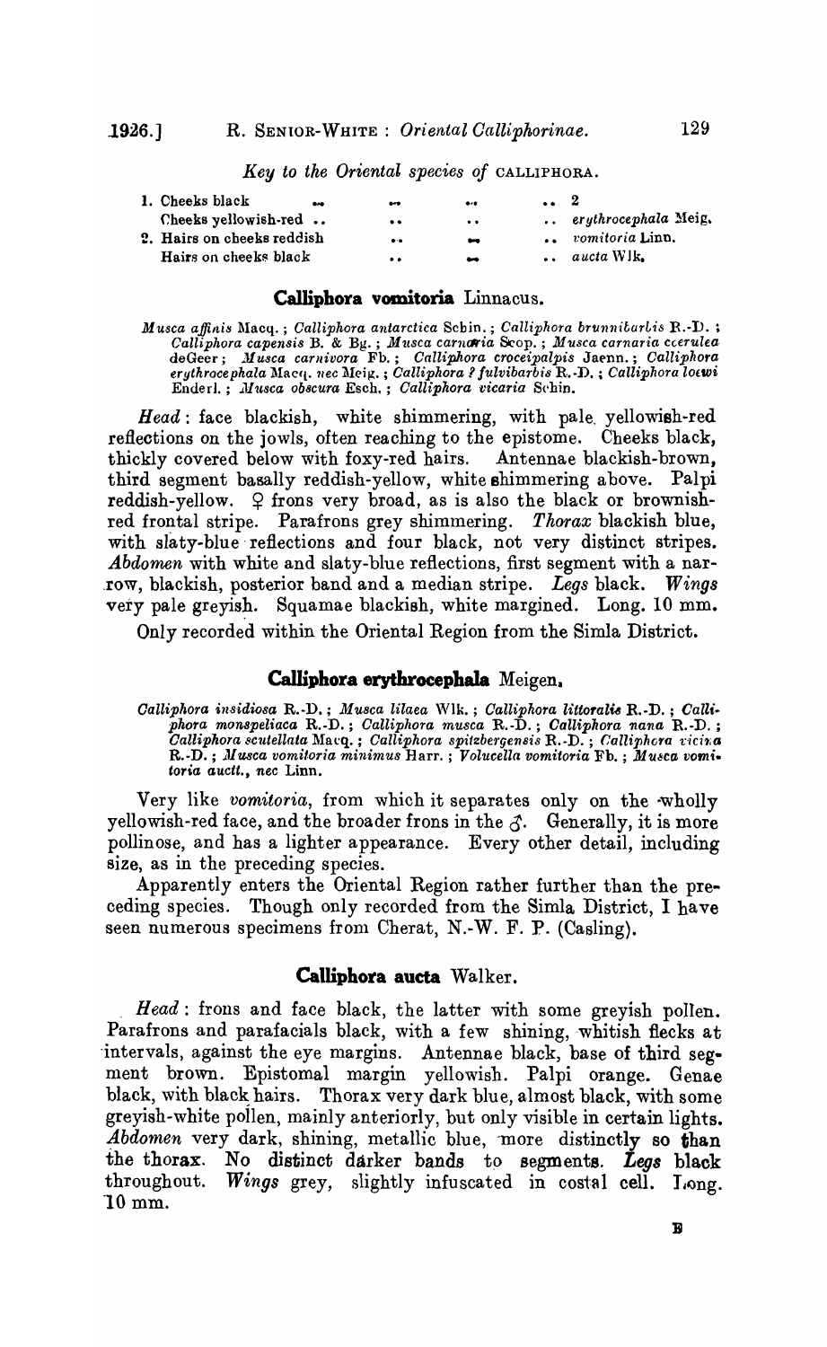*Key to the Oriental species of* CALLIPHORA.

| | | |
|---|---|---|
| 1. Cheeks black | .. | 2 |
| Cheeks yellowish-red .. | .. | *erythrocephala* Meig. |
| 2. Hairs on cheeks reddish | .. | *vomitoria* Linn. |
| Hairs on cheeks black | .. | *aucta* Wlk. |

## Calliphora vomitoria Linnaeus.

*Musca affinis* Macq.; *Calliphora antarctica* Schin.; *Calliphora brunnibarbis* R.-D.; *Calliphora capensis* B. & Bg.; *Musca carnaria* Scop.; *Musca carnaria coerulea* deGeer; *Musca carnivora* Fb.; *Calliphora croceipalpis* Jaenn.; *Calliphora erythrocephala* Macq. *nec* Meig.; *Calliphora ? fulvibarbis* R.-D.; *Calliphora loewi* Enderl.; *Musca obscura* Esch.; *Calliphora vicaria* Schin.

*Head*: face blackish, white shimmering, with pale yellowish-red reflections on the jowls, often reaching to the epistome. Cheeks black, thickly covered below with foxy-red hairs. Antennae blackish-brown, third segment basally reddish-yellow, white shimmering above. Palpi reddish-yellow. ♀ frons very broad, as is also the black or brownish-red frontal stripe. Parafrons grey shimmering. *Thorax* blackish blue, with slaty-blue reflections and four black, not very distinct stripes. *Abdomen* with white and slaty-blue reflections, first segment with a narrow, blackish, posterior band and a median stripe. *Legs* black. *Wings* very pale greyish. Squamae blackish, white margined. Long. 10 mm.

Only recorded within the Oriental Region from the Simla District.

## Calliphora erythrocephala Meigen.

*Calliphora insidiosa* R.-D.; *Musca lilaea* Wlk.; *Calliphora littoralis* R.-D.; *Calliphora monspeliaca* R.-D.; *Calliphora musca* R.-D.; *Calliphora nana* R.-D.; *Calliphora scutellata* Macq.; *Calliphora spitzbergensis* R.-D.; *Calliphora vicina* R.-D.; *Musca vomitoria minimus* Harr.; *Volucella vomitoria* Fb.; *Musca vomitoria auctt., nec* Linn.

Very like *vomitoria*, from which it separates only on the wholly yellowish-red face, and the broader frons in the ♂. Generally, it is more pollinose, and has a lighter appearance. Every other detail, including size, as in the preceding species.

Apparently enters the Oriental Region rather further than the preceding species. Though only recorded from the Simla District, I have seen numerous specimens from Cherat, N.-W. F. P. (Casling).

## Calliphora aucta Walker.

*Head*: frons and face black, the latter with some greyish pollen. Parafrons and parafacials black, with a few shining, whitish flecks at intervals, against the eye margins. Antennae black, base of third segment brown. Epistomal margin yellowish. Palpi orange. Genae black, with black hairs. Thorax very dark blue, almost black, with some greyish-white pollen, mainly anteriorly, but only visible in certain lights. *Abdomen* very dark, shining, metallic blue, more distinctly so than the thorax. No distinct darker bands to segments. *Legs* black throughout. *Wings* grey, slightly infuscated in costal cell. Long. 10 mm.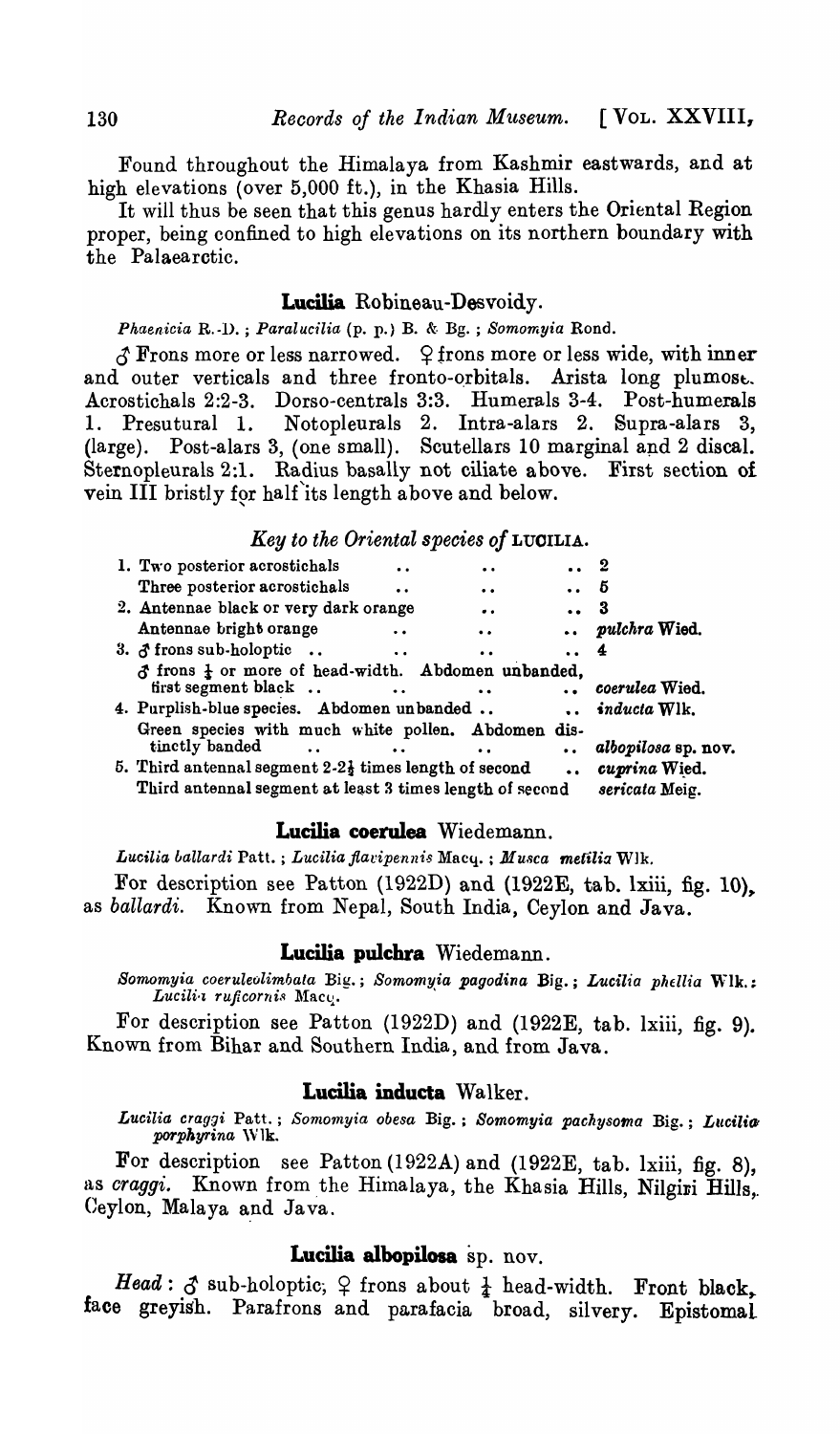Found throughout the Himalaya from Kashmir eastwards, and at high elevations (over 5,000 ft.), in the Khasia Hills.

It will thus be seen that this genus hardly enters the Oriental Region proper, being confined to high elevations on its northern boundary with the Palaearctic.

## Lucilia Robineau-Desvoidy.

*Phaenicia* R.-D.; *Paralucilia* (p. p.) B. & Bg.; *Somomyia* Rond.

♂ Frons more or less narrowed. ♀ frons more or less wide, with inner and outer verticals and three fronto-orbitals. Arista long plumose. Acrostichals 2:2-3. Dorso-centrals 3:3. Humerals 3-4. Post-humerals 1. Presutural 1. Notopleurals 2. Intra-alars 2. Supra-alars 3, (large). Post-alars 3, (one small). Scutellars 10 marginal and 2 discal. Sternopleurals 2:1. Radius basally not ciliate above. First section of vein III bristly for half its length above and below.

### *Key to the Oriental species of* LUCILIA.

| | | |
|---|---|---|
| 1. | Two posterior acrostichals .. .. .. | 2 |
| | Three posterior acrostichals .. .. .. | 5 |
| 2. | Antennae black or very dark orange .. .. | 3 |
| | Antennae bright orange .. .. .. | *pulchra* Wied. |
| 3. | ♂ frons sub-holoptic .. .. .. | 4 |
| | ♂ frons ¼ or more of head-width. Abdomen unbanded, first segment black .. .. .. | *coerulea* Wied. |
| 4. | Purplish-blue species. Abdomen unbanded .. | *inducta* Wlk. |
| | Green species with much white pollen. Abdomen distinctly banded .. .. .. | *albopilosa* sp. nov. |
| 5. | Third antennal segment 2-2½ times length of second .. | *cuprina* Wied. |
| | Third antennal segment at least 3 times length of second | *sericata* Meig. |

## Lucilia coerulea Wiedemann.

*Lucilia ballardi* Patt.; *Lucilia flavipennis* Macq.; *Musca metilia* Wlk.

For description see Patton (1922D) and (1922E, tab. lxiii, fig. 10), as *ballardi*. Known from Nepal, South India, Ceylon and Java.

## Lucilia pulchra Wiedemann.

*Somomyia coeruleolimbata* Big.; *Somomyia pagodina* Big.; *Lucilia phellia* Wlk.: *Lucilia ruficornis* Macq.

For description see Patton (1922D) and (1922E, tab. lxiii, fig. 9). Known from Bihar and Southern India, and from Java.

## Lucilia inducta Walker.

*Lucilia craggi* Patt.; *Somomyia obesa* Big.; *Somomyia pachysoma* Big.; *Lucilia porphyrina* Wlk.

For description see Patton (1922A) and (1922E, tab. lxiii, fig. 8), as *craggi*. Known from the Himalaya, the Khasia Hills, Nilgiri Hills, Ceylon, Malaya and Java.

## Lucilia albopilosa sp. nov.

*Head*: ♂ sub-holoptic; ♀ frons about ¼ head-width. Front black, face greyish. Parafrons and parafacia broad, silvery. Epistomal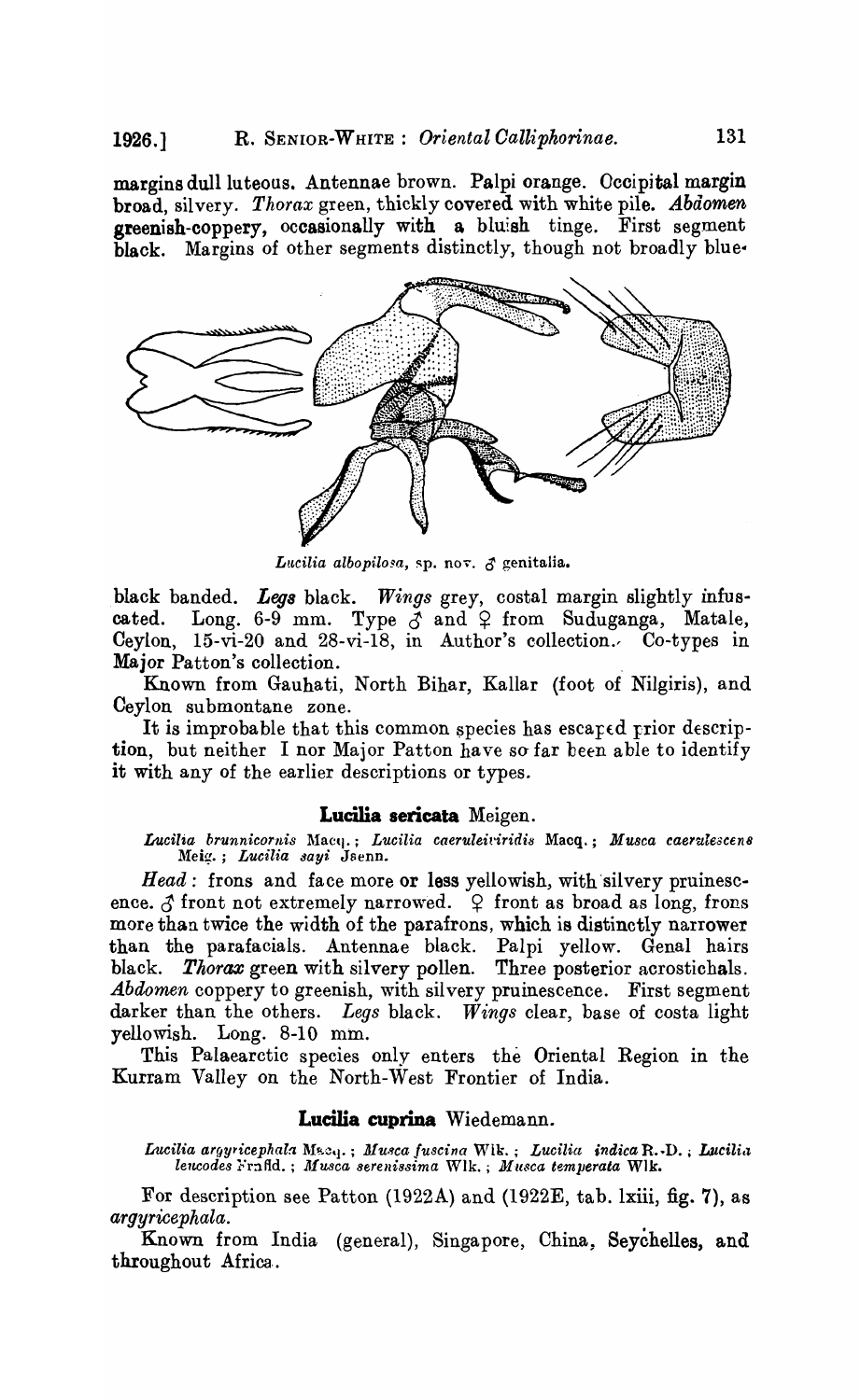margins dull luteous. Antennae brown. Palpi orange. Occipital margin broad, silvery. *Thorax* green, thickly covered with white pile. *Abdomen* greenish-coppery, occasionally with a bluish tinge. First segment black. Margins of other segments distinctly, though not broadly blue-

*Lucilia albopilosa*, sp. nov. ♂ genitalia.

black banded. *Legs* black. *Wings* grey, costal margin slightly infuscated. Long. 6-9 mm. Type ♂ and ♀ from Suduganga, Matale, Ceylon, 15-vi-20 and 28-vi-18, in Author's collection. Co-types in Major Patton's collection.

Known from Gauhati, North Bihar, Kallar (foot of Nilgiris), and Ceylon submontane zone.

It is improbable that this common species has escaped prior description, but neither I nor Major Patton have so far been able to identify it with any of the earlier descriptions or types.

### Lucilia sericata Meigen.

*Lucilia brunnicornis* Macq.; *Lucilia caeruleiviridis* Macq.; *Musca caerulescens* Meig.; *Lucilia sayi* Jsenn.

*Head*: frons and face more or less yellowish, with silvery pruinescence. ♂ front not extremely narrowed. ♀ front as broad as long, frons more than twice the width of the parafrons, which is distinctly narrower than the parafacials. Antennae black. Palpi yellow. Genal hairs black. *Thorax* green with silvery pollen. Three posterior acrostichals. *Abdomen* coppery to greenish, with silvery pruinescence. First segment darker than the others. *Legs* black. *Wings* clear, base of costa light yellowish. Long. 8-10 mm.

This Palaearctic species only enters the Oriental Region in the Kurram Valley on the North-West Frontier of India.

### Lucilia cuprina Wiedemann.

*Lucilia argyricephala* Macq.; *Musca fuscina* Wlk.; *Lucilia indica* R.-D.; *Lucilia leucodes* Frnfld.; *Musca serenissima* Wlk.; *Musca temperata* Wlk.

For description see Patton (1922A) and (1922E, tab. lxiii, fig. 7), as *argyricephala*.

Known from India (general), Singapore, China, Seychelles, and throughout Africa.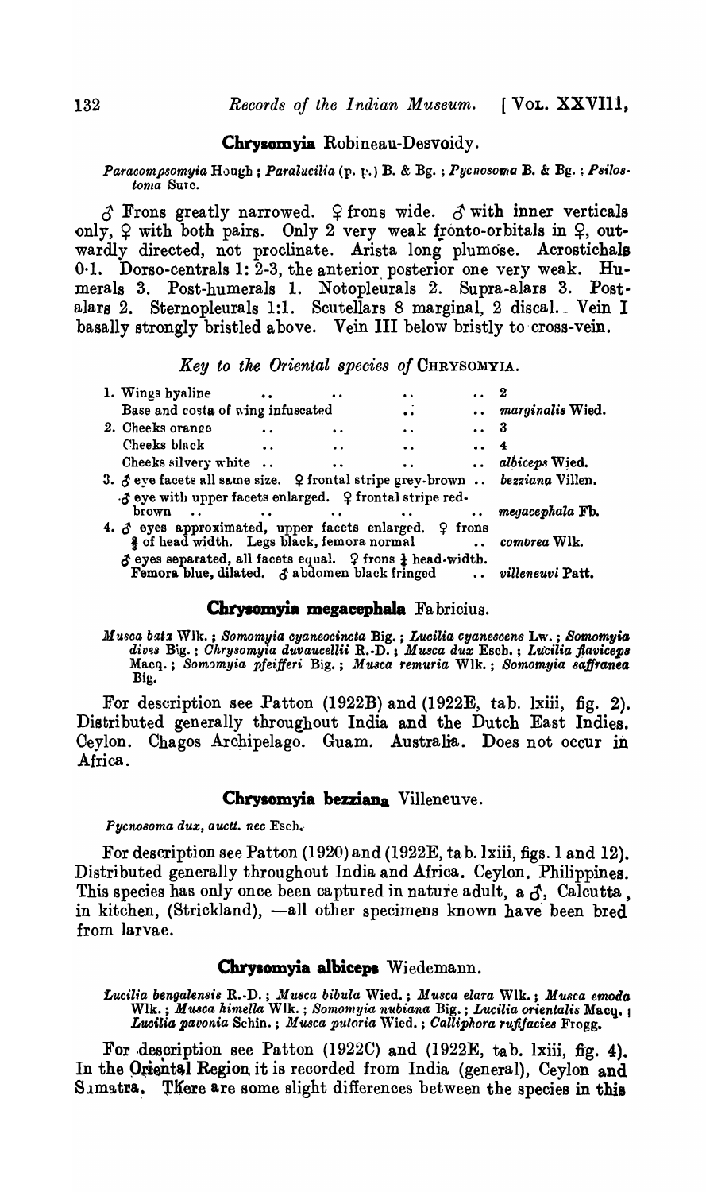## Chrysomyia Robineau-Desvoidy.

*Paracompsomyia* Hough ; *Paralucilia* (p. p.) B. & Bg. ; *Pycnosoma* B. & Bg. ; *Psilostoma* Surc.

♂ Frons greatly narrowed. ♀ frons wide. ♂ with inner verticals only, ♀ with both pairs. Only 2 very weak fronto-orbitals in ♀, outwardly directed, not proclinate. Arista long plumose. Acrostichals 0·1. Dorso-centrals 1: 2-3, the anterior posterior one very weak. Humerals 3. Post-humerals 1. Notopleurals 2. Supra-alars 3. Post-alars 2. Sternopleurals 1:1. Scutellars 8 marginal, 2 discal. Vein I basally strongly bristled above. Vein III below bristly to cross-vein.

### *Key to the Oriental species of* CHRYSOMYIA.

1. Wings hyaline .. .. .. .. 2
   Base and costa of wing infuscated .. .. *marginalis* Wied.
2. Cheeks orange .. .. .. .. 3
   Cheeks black .. .. .. .. 4
   Cheeks silvery white .. .. .. .. *albiceps* Wied.
3. ♂ eye facets all same size. ♀ frontal stripe grey-brown .. *bezziana* Villen.
   ♂ eye with upper facets enlarged. ♀ frontal stripe red-brown .. .. .. .. *megacephala* Fb.
4. ♂ eyes approximated, upper facets enlarged. ♀ frons ⅜ of head width. Legs black, femora normal .. *comorea* Wlk.
   ♂ eyes separated, all facets equal. ♀ frons ⅓ head-width. Femora blue, dilated. ♂ abdomen black fringed .. *villeneuvi* Patt.

## Chrysomyia megacephala Fabricius.

*Musca batz* Wlk. ; *Somomyia cyaneocincta* Big. ; *Lucilia cyanescens* Lw. ; *Somomyia dives* Big. ; *Chrysomyia duvaucellii* R.-D. ; *Musca dux* Esch. ; *Lucilia flaviceps* Macq. ; *Somomyia pfeifferi* Big. ; *Musca remuria* Wlk. ; *Somomyia saffranea* Big.

For description see Patton (1922B) and (1922E, tab. lxiii, fig. 2). Distributed generally throughout India and the Dutch East Indies. Ceylon. Chagos Archipelago. Guam. Australia. Does not occur in Africa.

## Chrysomyia bezziana Villeneuve.

*Pycnosoma dux, auctt. nec* Esch.

For description see Patton (1920) and (1922E, tab. lxiii, figs. 1 and 12). Distributed generally throughout India and Africa. Ceylon. Philippines. This species has only once been captured in nature adult, a ♂, Calcutta, in kitchen, (Strickland), —all other specimens known have been bred from larvae.

## Chrysomyia albiceps Wiedemann.

*Lucilia bengalensis* R.-D. ; *Musca bibula* Wied. ; *Musca elara* Wlk. ; *Musca emoda* Wlk. ; *Musca himella* Wlk. ; *Somomyia nubiana* Big. ; *Lucilia orientalis* Macq. ; *Lucilia pavonia* Schin. ; *Musca putoria* Wied. ; *Calliphora rufifacies* Frogg.

For description see Patton (1922C) and (1922E, tab. lxiii, fig. 4). In the Oriental Region it is recorded from India (general), Ceylon and Sumatra. There are some slight differences between the species in this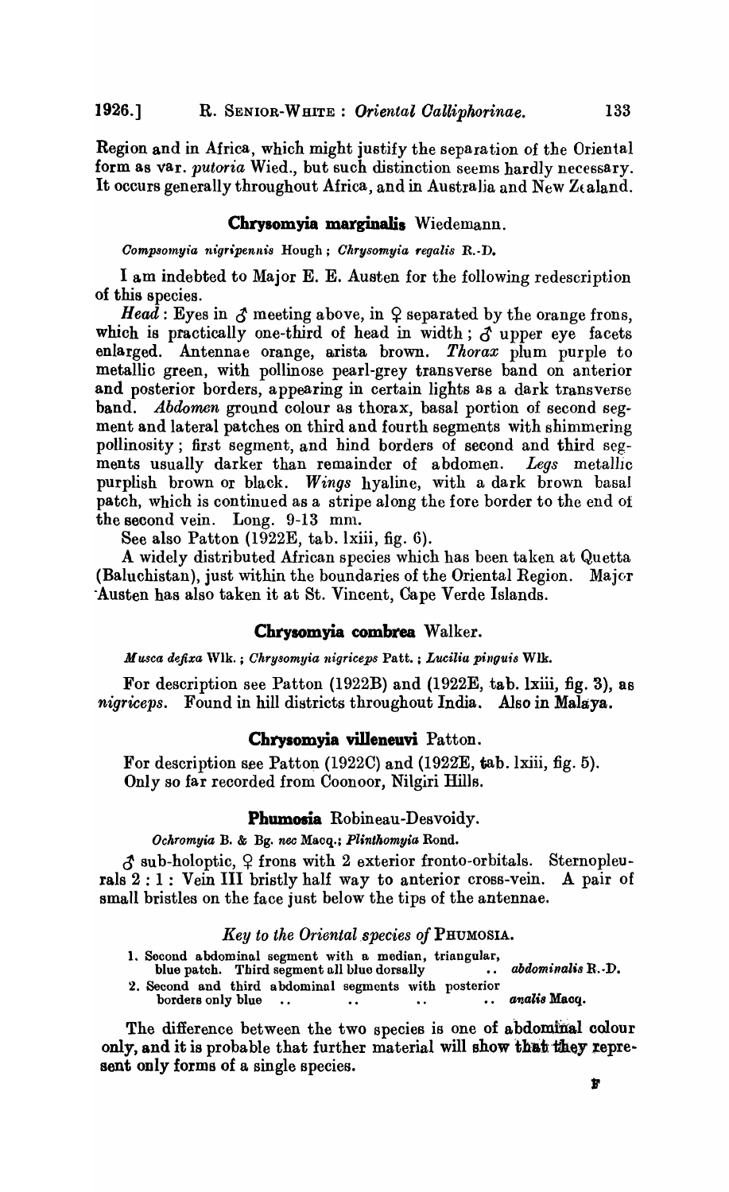Region and in Africa, which might justify the separation of the Oriental form as var. *putoria* Wied., but such distinction seems hardly necessary. It occurs generally throughout Africa, and in Australia and New Zealand.

### Chrysomyia marginalis Wiedemann.

*Compsomyia nigripennis* Hough; *Chrysomyia regalis* R.-D.

I am indebted to Major E. E. Austen for the following redescription of this species.

*Head*: Eyes in ♂ meeting above, in ♀ separated by the orange frons, which is practically one-third of head in width; ♂ upper eye facets enlarged. Antennae orange, arista brown. *Thorax* plum purple to metallic green, with pollinose pearl-grey transverse band on anterior and posterior borders, appearing in certain lights as a dark transverse band. *Abdomen* ground colour as thorax, basal portion of second segment and lateral patches on third and fourth segments with shimmering pollinosity; first segment, and hind borders of second and third segments usually darker than remainder of abdomen. *Legs* metallic purplish brown or black. *Wings* hyaline, with a dark brown basal patch, which is continued as a stripe along the fore border to the end of the second vein. Long. 9-13 mm.

See also Patton (1922E, tab. lxiii, fig. 6).

A widely distributed African species which has been taken at Quetta (Baluchistan), just within the boundaries of the Oriental Region. Major Austen has also taken it at St. Vincent, Cape Verde Islands.

### Chrysomyia combrea Walker.

*Musca defixa* Wlk.; *Chrysomyia nigriceps* Patt.; *Lucilia pinguis* Wlk.

For description see Patton (1922B) and (1922E, tab. lxiii, fig. 3), as *nigriceps*. Found in hill districts throughout India. Also in Malaya.

### Chrysomyia villeneuvi Patton.

For description see Patton (1922C) and (1922E, tab. lxiii, fig. 5). Only so far recorded from Coonoor, Nilgiri Hills.

### Phumosia Robineau-Desvoidy.

*Ochromyia* B. & Bg. *nec* Macq.; *Plinthomyia* Rond.

♂ sub-holoptic, ♀ frons with 2 exterior fronto-orbitals. Sternopleurals 2 : 1 : Vein III bristly half way to anterior cross-vein. A pair of small bristles on the face just below the tips of the antennae.

#### *Key to the Oriental species of* PHUMOSIA.

1. Second abdominal segment with a median, triangular, blue patch. Third segment all blue dorsally .. *abdominalis* R.-D.
2. Second and third abdominal segments with posterior borders only blue .. .. .. .. *analis* Macq.

The difference between the two species is one of abdominal colour only, and it is probable that further material will show that they represent only forms of a single species.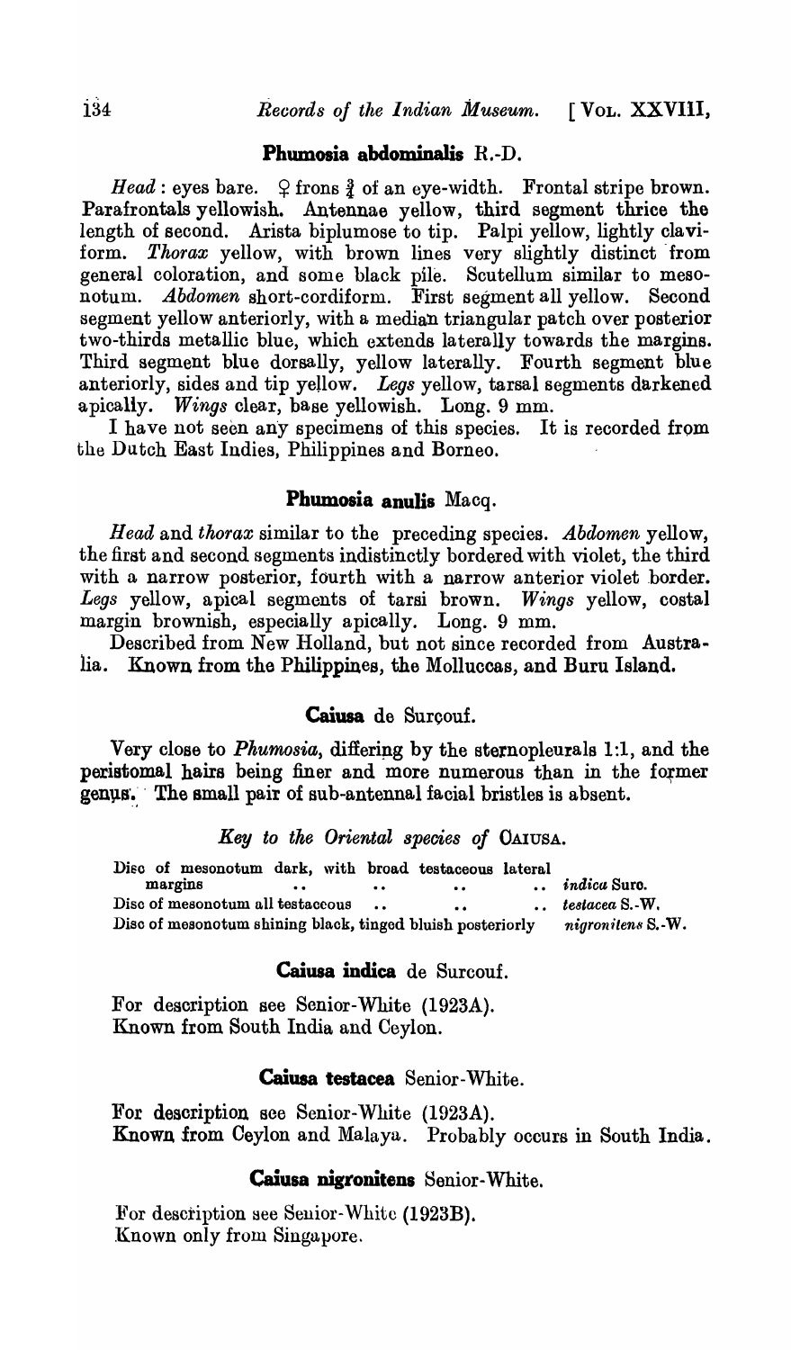### Phumosia abdominalis R.-D.

*Head*: eyes bare. ♀ frons ⅔ of an eye-width. Frontal stripe brown. Parafrontals yellowish. Antennae yellow, third segment thrice the length of second. Arista biplumose to tip. Palpi yellow, lightly claviform. *Thorax* yellow, with brown lines very slightly distinct from general coloration, and some black pile. Scutellum similar to mesonotum. *Abdomen* short-cordiform. First segment all yellow. Second segment yellow anteriorly, with a median triangular patch over posterior two-thirds metallic blue, which extends laterally towards the margins. Third segment blue dorsally, yellow laterally. Fourth segment blue anteriorly, sides and tip yellow. *Legs* yellow, tarsal segments darkened apically. *Wings* clear, base yellowish. Long. 9 mm.

I have not seen any specimens of this species. It is recorded from the Dutch East Indies, Philippines and Borneo.

### Phumosia anulis Macq.

*Head* and *thorax* similar to the preceding species. *Abdomen* yellow, the first and second segments indistinctly bordered with violet, the third with a narrow posterior, fourth with a narrow anterior violet border. *Legs* yellow, apical segments of tarsi brown. *Wings* yellow, costal margin brownish, especially apically. Long. 9 mm.

Described from New Holland, but not since recorded from Australia. Known from the Philippines, the Molluccas, and Buru Island.

### Caiusa de Surçouf.

Very close to *Phumosia*, differing by the sternopleurals 1:1, and the peristomal hairs being finer and more numerous than in the former genus. The small pair of sub-antennal facial bristles is absent.

*Key to the Oriental species of* CAIUSA.

| | |
|---|---|
| Disc of mesonotum dark, with broad testaceous lateral margins .. .. .. .. | *indica* Surc. |
| Disc of mesonotum all testaceous .. .. .. | *testacea* S.-W. |
| Disc of mesonotum shining black, tinged bluish posteriorly | *nigronitens* S.-W. |

### Caiusa indica de Surcouf.

For description see Senior-White (1923A).
Known from South India and Ceylon.

### Caiusa testacea Senior-White.

For description see Senior-White (1923A).
Known from Ceylon and Malaya. Probably occurs in South India.

### Caiusa nigronitens Senior-White.

For description see Senior-White (1923B).
Known only from Singapore.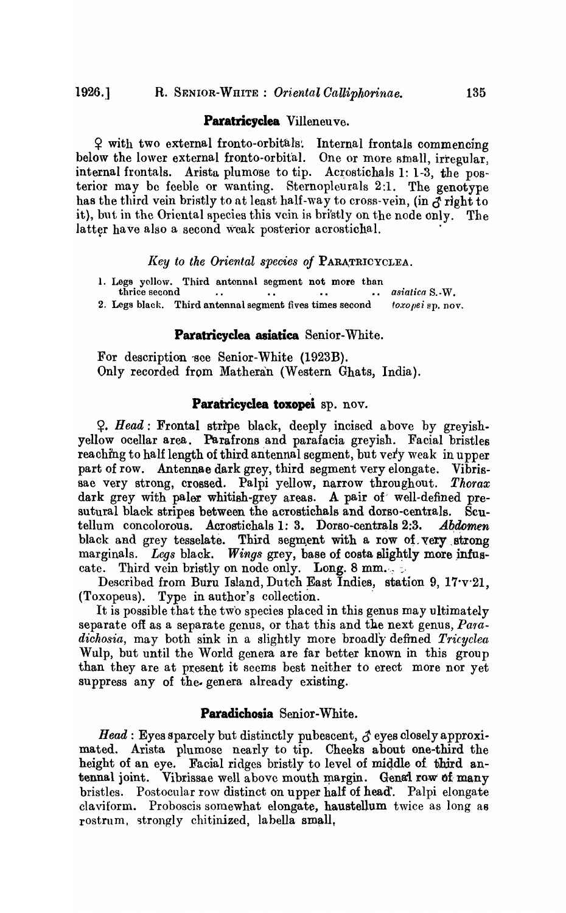### **Paratricyclea** Villeneuve.

♀ with two external fronto-orbitals. Internal frontals commencing below the lower external fronto-orbital. One or more small, irregular, internal frontals. Arista plumose to tip. Acrostichals 1: 1-3, the posterior may be feeble or wanting. Sternopleurals 2:1. The genotype has the third vein bristly to at least half-way to cross-vein, (in ♂ right to it), but in the Oriental species this vein is bristly on the node only. The latter have also a second weak posterior acrostichal.

*Key to the Oriental species of* PARATRICYCLEA.

1. Legs yellow. Third antennal segment not more than thrice second .. .. .. .. *asiatica* S.-W.
2. Legs black. Third antennal segment fives times second *toxopei* sp. nov.

### **Paratricyclea asiatica** Senior-White.

For description see Senior-White (1923B).
Only recorded from Matheran (Western Ghats, India).

### **Paratricyclea toxopei** sp. nov.

♀. *Head*: Frontal stripe black, deeply incised above by greyish-yellow ocellar area. Parafrons and parafacia greyish. Facial bristles reaching to half length of third antennal segment, but very weak in upper part of row. Antennae dark grey, third segment very elongate. Vibrissae very strong, crossed. Palpi yellow, narrow throughout. *Thorax* dark grey with paler whitish-grey areas. A pair of well-defined presutural black stripes between the acrostichals and dorso-centrals. Scutellum concolorous. Acrostichals 1: 3. Dorso-centrals 2:3. *Abdomen* black and grey tesselate. Third segment with a row of very strong marginals. *Legs* black. *Wings* grey, base of costa slightly more infuscate. Third vein bristly on node only. Long. 8 mm.

Described from Buru Island, Dutch East Indies, station 9, 17·v·21, (Toxopeus). Type in author's collection.

It is possible that the two species placed in this genus may ultimately separate off as a separate genus, or that this and the next genus, *Paradichosia*, may both sink in a slightly more broadly defined *Tricyclea* Wulp, but until the World genera are far better known in this group than they are at present it seems best neither to erect more nor yet suppress any of the genera already existing.

### **Paradichosia** Senior-White.

*Head*: Eyes sparcely but distinctly pubescent, ♂ eyes closely approximated. Arista plumose nearly to tip. Cheeks about one-third the height of an eye. Facial ridges bristly to level of middle of third antennal joint. Vibrissae well above mouth margin. Genal row of many bristles. Postocular row distinct on upper half of head. Palpi elongate claviform. Proboscis somewhat elongate, haustellum twice as long as rostrum, strongly chitinized, labella small,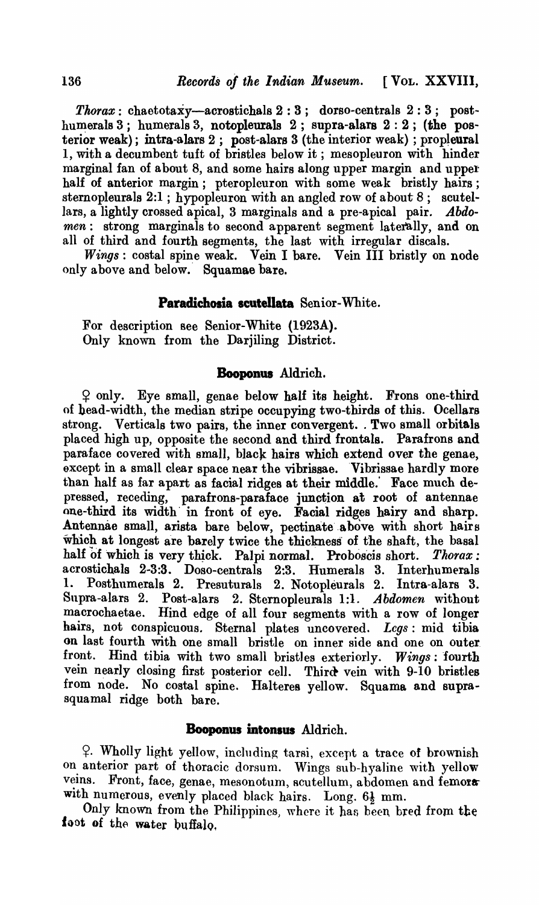*Thorax*: chaetotaxy—acrostichals 2 : 3; dorso-centrals 2 : 3; posthumerals 3; humerals 3, notopleurals 2; supra-alars 2 : 2; (the posterior weak); intra-alars 2; post-alars 3 (the interior weak); propleural 1, with a decumbent tuft of bristles below it; mesopleuron with hinder marginal fan of about 8, and some hairs along upper margin and upper half of anterior margin; pteropleuron with some weak bristly hairs; sternopleurals 2:1; hypopleuron with an angled row of about 8; scutellars, a lightly crossed apical, 3 marginals and a pre-apical pair. *Abdomen*: strong marginals to second apparent segment laterally, and on all of third and fourth segments, the last with irregular discals.

*Wings*: costal spine weak. Vein I bare. Vein III bristly on node only above and below. Squamae bare.

### Paradichosia scutellata Senior-White.

For description see Senior-White (1923A).
Only known from the Darjiling District.

### Booponus Aldrich.

♀ only. Eye small, genae below half its height. Frons one-third of head-width, the median stripe occupying two-thirds of this. Ocellars strong. Verticals two pairs, the inner convergent. Two small orbitals placed high up, opposite the second and third frontals. Parafrons and paraface covered with small, black hairs which extend over the genae, except in a small clear space near the vibrissae. Vibrissae hardly more than half as far apart as facial ridges at their middle. Face much depressed, receding, parafrons-paraface junction at root of antennae one-third its width in front of eye. Facial ridges hairy and sharp. Antennae small, arista bare below, pectinate above with short hairs which at longest are barely twice the thickness of the shaft, the basal half of which is very thick. Palpi normal. Proboscis short. *Thorax*: acrostichals 2-3:3. Doso-centrals 2:3. Humerals 3. Interhumerals 1. Posthumerals 2. Presuturals 2. Notopleurals 2. Intra-alars 3. Supra-alars 2. Post-alars 2. Sternopleurals 1:1. *Abdomen* without macrochaetae. Hind edge of all four segments with a row of longer hairs, not conspicuous. Sternal plates uncovered. *Legs*: mid tibia on last fourth with one small bristle on inner side and one on outer front. Hind tibia with two small bristles exteriorly. *Wings*: fourth vein nearly closing first posterior cell. Third vein with 9-10 bristles from node. No costal spine. Halteres yellow. Squama and suprasquamal ridge both bare.

### Booponus intonsus Aldrich.

♀. Wholly light yellow, including tarsi, except a trace of brownish on anterior part of thoracic dorsum. Wings sub-hyaline with yellow veins. Front, face, genae, mesonotum, scutellum, abdomen and femora with numerous, evenly placed black hairs. Long. 6½ mm.

Only known from the Philippines, where it has been bred from the foot of the water buffalo.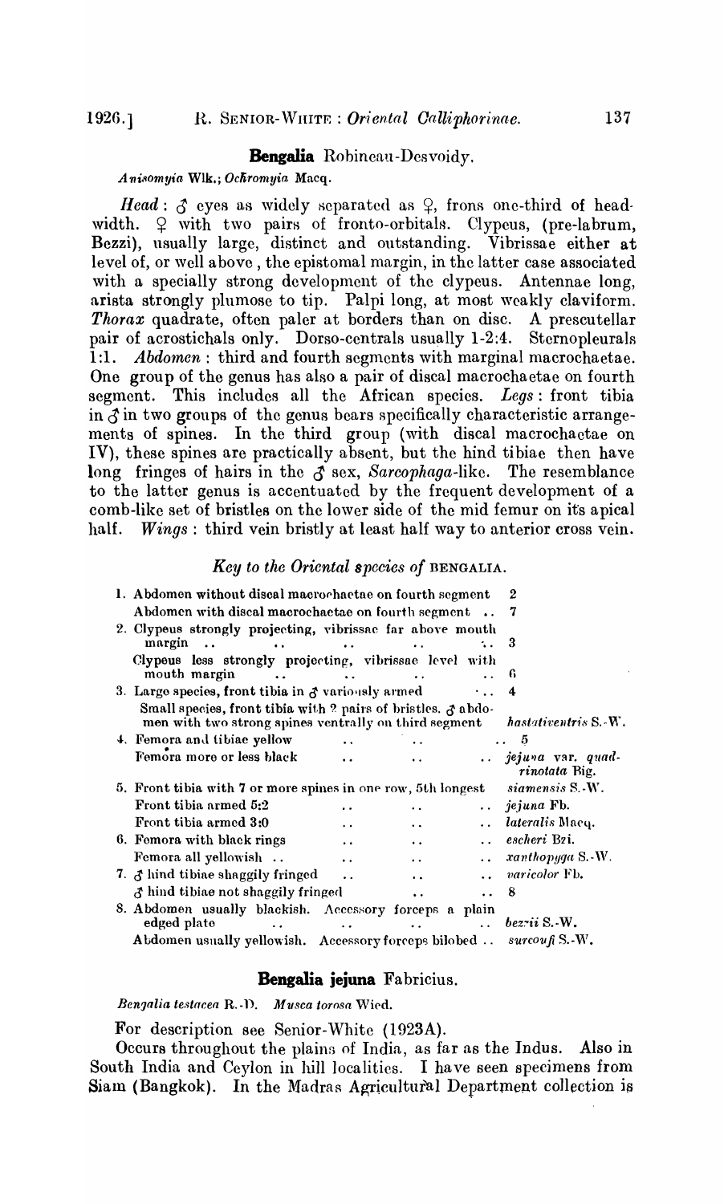## **Bengalia** Robineau-Desvoidy.

*Anisomyia* Wlk.; *Ochromyia* Macq.

*Head*: ♂ eyes as widely separated as ♀, frons one-third of head-width. ♀ with two pairs of fronto-orbitals. Clypeus, (pre-labrum, Bezzi), usually large, distinct and outstanding. Vibrissae either at level of, or well above, the epistomal margin, in the latter case associated with a specially strong development of the clypeus. Antennae long, arista strongly plumose to tip. Palpi long, at most weakly claviform. *Thorax* quadrate, often paler at borders than on disc. A prescutellar pair of acrostichals only. Dorso-centrals usually 1-2:4. Sternopleurals 1:1. *Abdomen*: third and fourth segments with marginal macrochaetae. One group of the genus has also a pair of discal macrochaetae on fourth segment. This includes all the African species. *Legs*: front tibia in ♂ in two groups of the genus bears specifically characteristic arrangements of spines. In the third group (with discal macrochaetae on IV), these spines are practically absent, but the hind tibiae then have long fringes of hairs in the ♂ sex, *Sarcophaga*-like. The resemblance to the latter genus is accentuated by the frequent development of a comb-like set of bristles on the lower side of the mid femur on its apical half. *Wings*: third vein bristly at least half way to anterior cross vein.

### *Key to the Oriental species of* BENGALIA.

| | |
|---|---|
| 1. Abdomen without discal macrochaetae on fourth segment | 2 |
| Abdomen with discal macrochaetae on fourth segment .. | 7 |
| 2. Clypeus strongly projecting, vibrissae far above mouth margin .. | 3 |
| Clypeus less strongly projecting, vibrissae level with mouth margin .. | 6 |
| 3. Large species, front tibia in ♂ variously armed .. | 4 |
| Small species, front tibia with 2 pairs of bristles. ♂ abdomen with two strong spines ventrally on third segment | *hastativentris* S.-W. |
| 4. Femora and tibiae yellow .. | 5 |
| Femora more or less black .. | *jejuna* var. *quadrinotata* Big. |
| 5. Front tibia with 7 or more spines in one row, 5th longest | *siamensis* S.-W. |
| Front tibia armed 5:2 .. | *jejuna* Fb. |
| Front tibia armed 3:0 .. | *lateralis* Macq. |
| 6. Femora with black rings .. | *escheri* Bzi. |
| Femora all yellowish .. | *xanthopyga* S.-W. |
| 7. ♂ hind tibiae shaggily fringed .. | *varicolor* Fb. |
| ♂ hind tibiae not shaggily fringed .. | 8 |
| 8. Abdomen usually blackish. Accessory forceps a plain edged plate .. | *bezzii* S.-W. |
| Abdomen usually yellowish. Accessory forceps bilobed .. | *surcoufi* S.-W. |

## **Bengalia jejuna** Fabricius.

*Bengalia testacea* R.-D. *Musca torosa* Wied.

For description see Senior-White (1923A).

Occurs throughout the plains of India, as far as the Indus. Also in South India and Ceylon in hill localities. I have seen specimens from Siam (Bangkok). In the Madras Agricultural Department collection is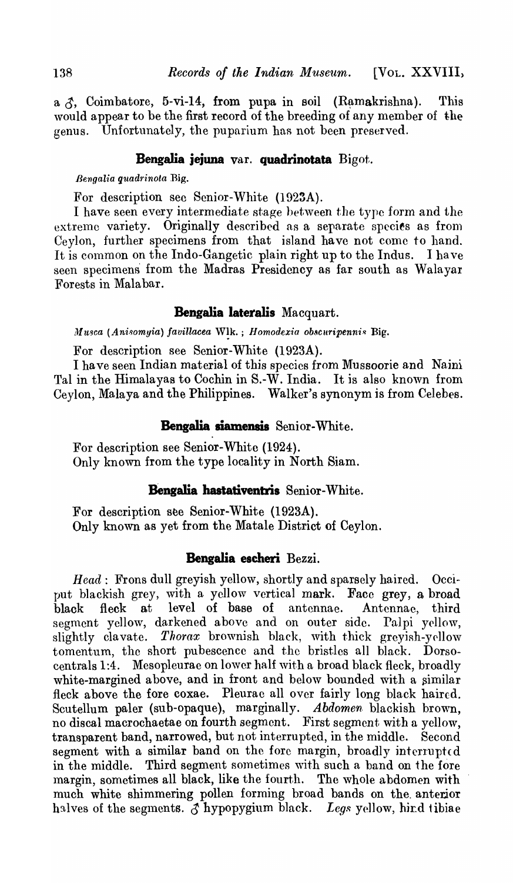a ♂, Coimbatore, 5-vi-14, from pupa in soil (Ramakrishna). This would appear to be the first record of the breeding of any member of the genus. Unfortunately, the puparium has not been preserved.

### Bengalia jejuna var. quadrinotata Bigot.

*Bengalia quadrinota* Big.

For description see Senior-White (1923A).

I have seen every intermediate stage between the type form and the extreme variety. Originally described as a separate species as from Ceylon, further specimens from that island have not come to hand. It is common on the Indo-Gangetic plain right up to the Indus. I have seen specimens from the Madras Presidency as far south as Walayar Forests in Malabar.

### Bengalia lateralis Macquart.

*Musca (Anisomyia) favillacea* Wlk.; *Homodexia obscuripennis* Big.

For description see Senior-White (1923A).

I have seen Indian material of this species from Mussoorie and Naini Tal in the Himalayas to Cochin in S.-W. India. It is also known from Ceylon, Malaya and the Philippines. Walker's synonym is from Celebes.

### Bengalia siamensis Senior-White.

For description see Senior-White (1924).

Only known from the type locality in North Siam.

### Bengalia hastativentris Senior-White.

For description see Senior-White (1923A).

Only known as yet from the Matale District of Ceylon.

### Bengalia escheri Bezzi.

*Head*: Frons dull greyish yellow, shortly and sparsely haired. Occiput blackish grey, with a yellow vertical mark. Face grey, a broad black fleck at level of base of antennae. Antennae, third segment yellow, darkened above and on outer side. Palpi yellow, slightly clavate. *Thorax* brownish black, with thick greyish-yellow tomentum, the short pubescence and the bristles all black. Dorsocentrals 1:4. Mesopleurae on lower half with a broad black fleck, broadly white-margined above, and in front and below bounded with a similar fleck above the fore coxae. Pleurae all over fairly long black haired. Scutellum paler (sub-opaque), marginally. *Abdomen* blackish brown, no discal macrochaetae on fourth segment. First segment with a yellow, transparent band, narrowed, but not interrupted, in the middle. Second segment with a similar band on the fore margin, broadly interrupted in the middle. Third segment sometimes with such a band on the fore margin, sometimes all black, like the fourth. The whole abdomen with much white shimmering pollen forming broad bands on the anterior halves of the segments. ♂ hypopygium black. *Legs* yellow, hind tibiae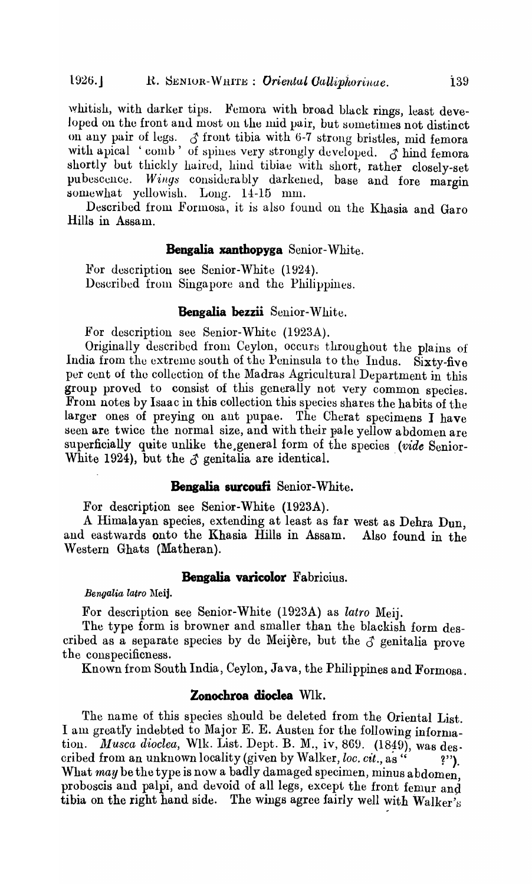whitish, with darker tips. Femora with broad black rings, least developed on the front and most on the mid pair, but sometimes not distinct on any pair of legs. ♂ front tibia with 6-7 strong bristles, mid femora with apical 'comb' of spines very strongly developed. ♂ hind femora shortly but thickly haired, hind tibiae with short, rather closely-set pubescence. *Wings* considerably darkened, base and fore margin somewhat yellowish. Long. 14-15 mm.

Described from Formosa, it is also found on the Khasia and Garo Hills in Assam.

### **Bengalia xanthopyga** Senior-White.

For description see Senior-White (1924).
Described from Singapore and the Philippines.

### **Bengalia bezzii** Senior-White.

For description see Senior-White (1923A).

Originally described from Ceylon, occurs throughout the plains of India from the extreme south of the Peninsula to the Indus. Sixty-five per cent of the collection of the Madras Agricultural Department in this group proved to consist of this generally not very common species. From notes by Isaac in this collection this species shares the habits of the larger ones of preying on ant pupae. The Cherat specimens I have seen are twice the normal size, and with their pale yellow abdomen are superficially quite unlike the general form of the species (*vide* Senior-White 1924), but the ♂ genitalia are identical.

### **Bengalia surcoufi** Senior-White.

For description see Senior-White (1923A).

A Himalayan species, extending at least as far west as Dehra Dun, and eastwards onto the Khasia Hills in Assam. Also found in the Western Ghats (Matheran).

### **Bengalia varicolor** Fabricius.

*Bengalia latro* Meij.

For description see Senior-White (1923A) as *latro* Meij.

The type form is browner and smaller than the blackish form described as a separate species by de Meijère, but the ♂ genitalia prove the conspecificness.

Known from South India, Ceylon, Java, the Philippines and Formosa.

### **Zonochroa dioclea** Wlk.

The name of this species should be deleted from the Oriental List. I am greatly indebted to Major E. E. Austen for the following information. *Musca dioclea*, Wlk. List. Dept. B. M., iv, 869. (1849), was described from an unknown locality (given by Walker, *loc. cit.*, as "      ?"). What *may* be the type is now a badly damaged specimen, minus abdomen, proboscis and palpi, and devoid of all legs, except the front femur and tibia on the right hand side. The wings agree fairly well with Walker's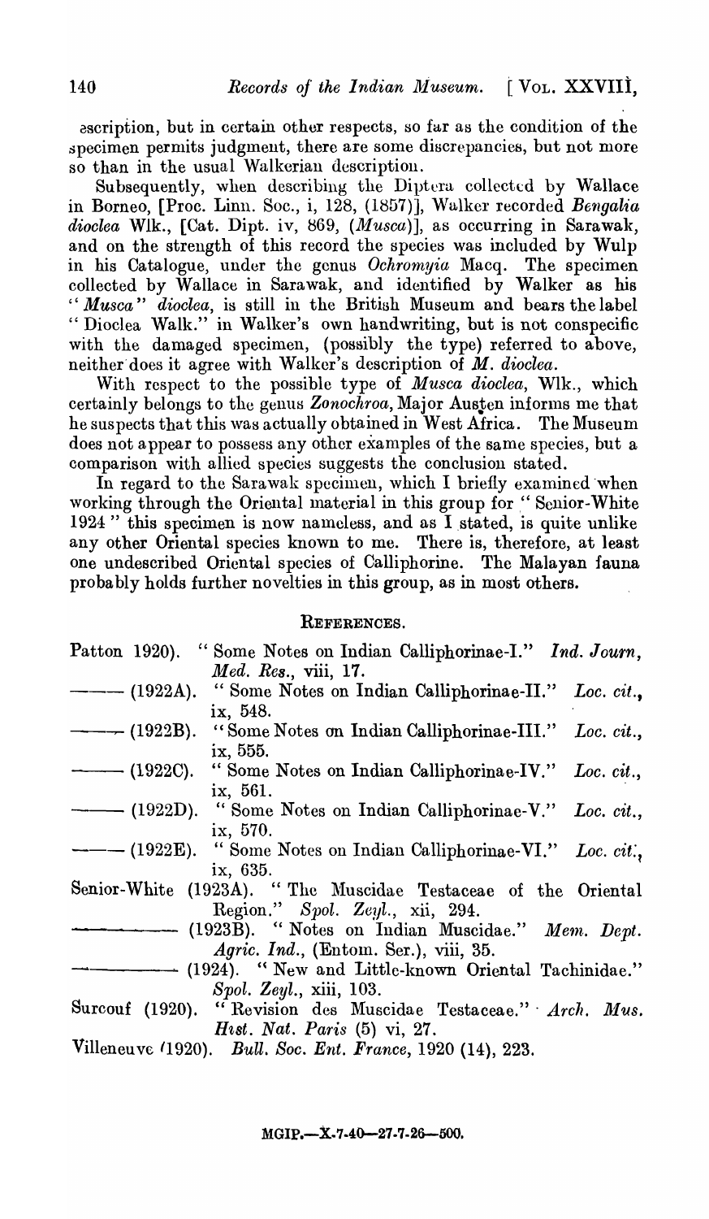escription, but in certain other respects, so far as the condition of the specimen permits judgment, there are some discrepancies, but not more so than in the usual Walkerian description.

Subsequently, when describing the Diptera collected by Wallace in Borneo, [Proc. Linn. Soc., i, 128, (1857)], Walker recorded *Bengalia dioclea* Wlk., [Cat. Dipt. iv, 869, (*Musca*)], as occurring in Sarawak, and on the strength of this record the species was included by Wulp in his Catalogue, under the genus *Ochromyia* Macq. The specimen collected by Wallace in Sarawak, and identified by Walker as his "*Musca*" *dioclea*, is still in the British Museum and bears the label "Dioclea Walk." in Walker's own handwriting, but is not conspecific with the damaged specimen, (possibly the type) referred to above, neither does it agree with Walker's description of *M. dioclea*.

With respect to the possible type of *Musca dioclea*, Wlk., which certainly belongs to the genus *Zonochroa*, Major Austen informs me that he suspects that this was actually obtained in West Africa. The Museum does not appear to possess any other examples of the same species, but a comparison with allied species suggests the conclusion stated.

In regard to the Sarawak specimen, which I briefly examined when working through the Oriental material in this group for "Senior-White 1924" this specimen is now nameless, and as I stated, is quite unlike any other Oriental species known to me. There is, therefore, at least one undescribed Oriental species of Calliphorine. The Malayan fauna probably holds further novelties in this group, as in most others.

## REFERENCES.

Patton 1920). "Some Notes on Indian Calliphorinae-I." *Ind. Journ, Med. Res.*, viii, 17.

——— (1922A). "Some Notes on Indian Calliphorinae-II." *Loc. cit.*, ix, 548.

——— (1922B). "Some Notes on Indian Calliphorinae-III." *Loc. cit.*, ix, 555.

——— (1922C). "Some Notes on Indian Calliphorinae-IV." *Loc. cit.*, ix, 561.

——— (1922D). "Some Notes on Indian Calliphorinae-V." *Loc. cit.*, ix, 570.

——— (1922E). "Some Notes on Indian Calliphorinae-VI." *Loc. cit.*, ix, 635.

Senior-White (1923A). "The Muscidae Testaceae of the Oriental Region." *Spol. Zeyl.*, xii, 294.

——— (1923B). "Notes on Indian Muscidae." *Mem. Dept. Agric. Ind.*, (Entom. Ser.), viii, 35.

——— (1924). "New and Little-known Oriental Tachinidae." *Spol. Zeyl.*, xiii, 103.

Surcouf (1920). "Revision des Muscidae Testaceae." *Arch. Mus. Hist. Nat. Paris* (5) vi, 27.

Villeneuve (1920). *Bull. Soc. Ent. France*, 1920 (14), 223.

MGIP.—X-7-40—27-7-26—500.